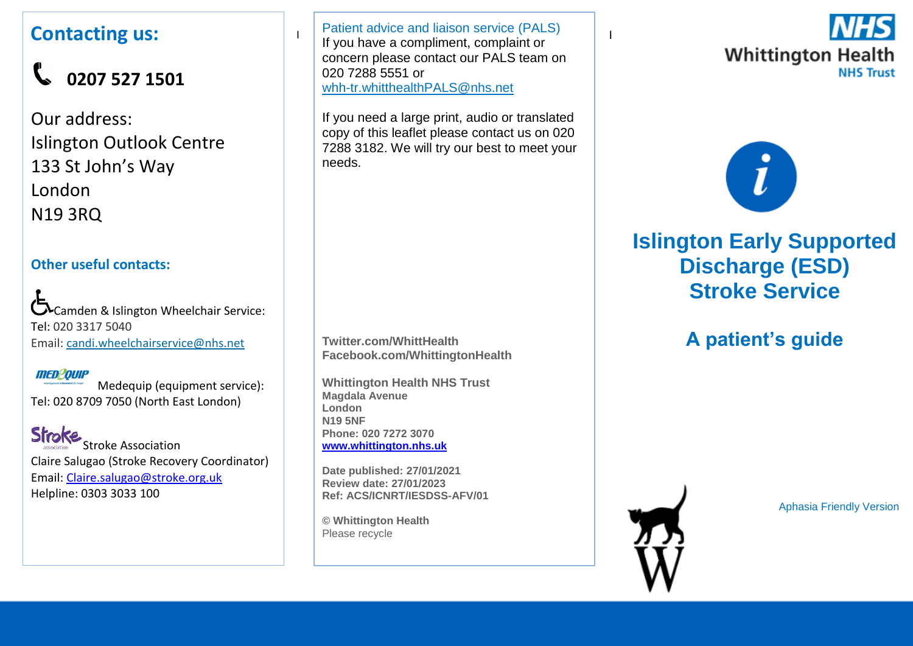## Contacting us:

**0207 527 1501**

Our address:
Islington Outlook Centre
133 St John's Way
London
N19 3RQ

### Other useful contacts:

Camden & Islington Wheelchair Service:
Tel: 020 3317 5040
Email: candi.wheelchairservice@nhs.net

Medequip (equipment service):
Tel: 020 8709 7050 (North East London)

Stroke Association
Claire Salugao (Stroke Recovery Coordinator)
Email: Claire.salugao@stroke.org.uk
Helpline: 0303 3033 100

Patient advice and liaison service (PALS)
If you have a compliment, complaint or concern please contact our PALS team on 020 7288 5551 or whh-tr.whitthealthPALS@nhs.net

If you need a large print, audio or translated copy of this leaflet please contact us on 020 7288 3182. We will try our best to meet your needs.

**Twitter.com/WhittHealth**
**Facebook.com/WhittingtonHealth**

**Whittington Health NHS Trust**
**Magdala Avenue**
**London**
**N19 5NF**
**Phone: 020 7272 3070**
**www.whittington.nhs.uk**

**Date published: 27/01/2021**
**Review date: 27/01/2023**
**Ref: ACS/ICNRT/IESDSS-AFV/01**

© **Whittington Health**
Please recycle

NHS Whittington Health NHS Trust

# Islington Early Supported Discharge (ESD) Stroke Service

## A patient's guide

Aphasia Friendly Version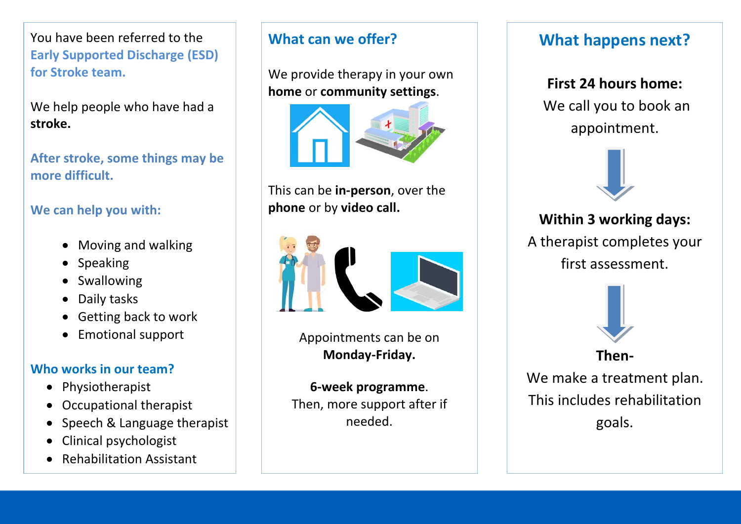You have been referred to the **Early Supported Discharge (ESD) for Stroke team.**

We help people who have had a **stroke.**

**After stroke, some things may be more difficult.**

**We can help you with:**

- Moving and walking
- Speaking
- Swallowing
- Daily tasks
- Getting back to work
- Emotional support

## Who works in our team?

- Physiotherapist
- Occupational therapist
- Speech & Language therapist
- Clinical psychologist
- Rehabilitation Assistant

## What can we offer?

We provide therapy in your own **home** or **community settings**.

This can be **in-person**, over the **phone** or by **video call.**

Appointments can be on **Monday-Friday.**

**6-week programme**.
Then, more support after if needed.

## What happens next?

**First 24 hours home:**
We call you to book an appointment.

**Within 3 working days:**
A therapist completes your first assessment.

**Then-**
We make a treatment plan. This includes rehabilitation goals.